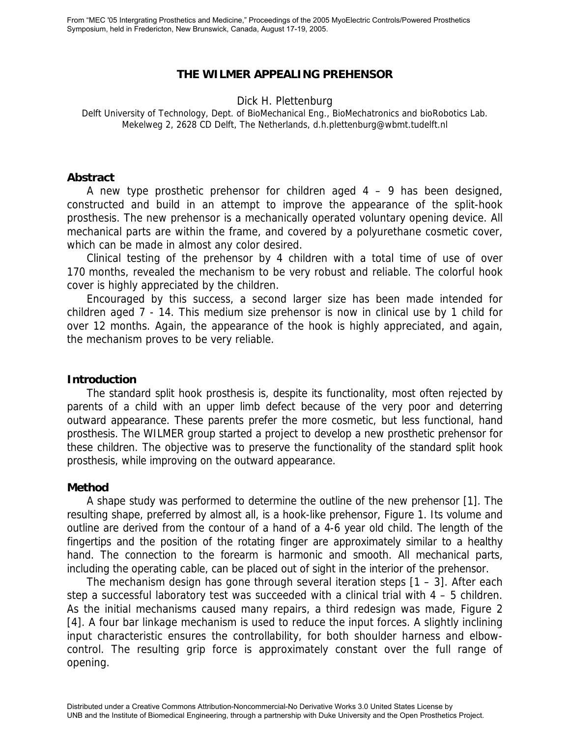From "MEC '05 Intergrating Prosthetics and Medicine," Proceedings of the 2005 MyoElectric Controls/Powered Prosthetics Symposium, held in Fredericton, New Brunswick, Canada, August 17-19, 2005.

# THE WILMER APPEALING PREHENSOR

Dick H. Plettenburg

Delft University of Technology, Dept. of BioMechanical Eng., BioMechatronics and bioRobotics Lab.
Mekelweg 2, 2628 CD Delft, The Netherlands, d.h.plettenburg@wbmt.tudelft.nl

## Abstract

A new type prosthetic prehensor for children aged 4 – 9 has been designed, constructed and build in an attempt to improve the appearance of the split-hook prosthesis. The new prehensor is a mechanically operated voluntary opening device. All mechanical parts are within the frame, and covered by a polyurethane cosmetic cover, which can be made in almost any color desired.

Clinical testing of the prehensor by 4 children with a total time of use of over 170 months, revealed the mechanism to be very robust and reliable. The colorful hook cover is highly appreciated by the children.

Encouraged by this success, a second larger size has been made intended for children aged 7 - 14. This medium size prehensor is now in clinical use by 1 child for over 12 months. Again, the appearance of the hook is highly appreciated, and again, the mechanism proves to be very reliable.

## Introduction

The standard split hook prosthesis is, despite its functionality, most often rejected by parents of a child with an upper limb defect because of the very poor and deterring outward appearance. These parents prefer the more cosmetic, but less functional, hand prosthesis. The WILMER group started a project to develop a new prosthetic prehensor for these children. The objective was to preserve the functionality of the standard split hook prosthesis, while improving on the outward appearance.

## Method

A shape study was performed to determine the outline of the new prehensor [1]. The resulting shape, preferred by almost all, is a hook-like prehensor, Figure 1. Its volume and outline are derived from the contour of a hand of a 4-6 year old child. The length of the fingertips and the position of the rotating finger are approximately similar to a healthy hand. The connection to the forearm is harmonic and smooth. All mechanical parts, including the operating cable, can be placed out of sight in the interior of the prehensor.

The mechanism design has gone through several iteration steps [1 – 3]. After each step a successful laboratory test was succeeded with a clinical trial with 4 – 5 children. As the initial mechanisms caused many repairs, a third redesign was made, Figure 2 [4]. A four bar linkage mechanism is used to reduce the input forces. A slightly inclining input characteristic ensures the controllability, for both shoulder harness and elbow-control. The resulting grip force is approximately constant over the full range of opening.

Distributed under a Creative Commons Attribution-Noncommercial-No Derivative Works 3.0 United States License by UNB and the Institute of Biomedical Engineering, through a partnership with Duke University and the Open Prosthetics Project.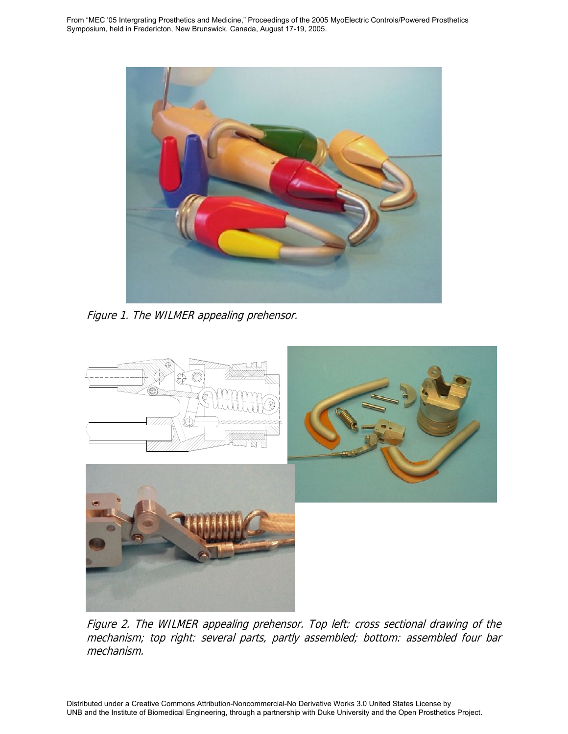Figure 1. The WILMER appealing prehensor.

Figure 2. The WILMER appealing prehensor. Top left: cross sectional drawing of the mechanism; top right: several parts, partly assembled; bottom: assembled four bar mechanism.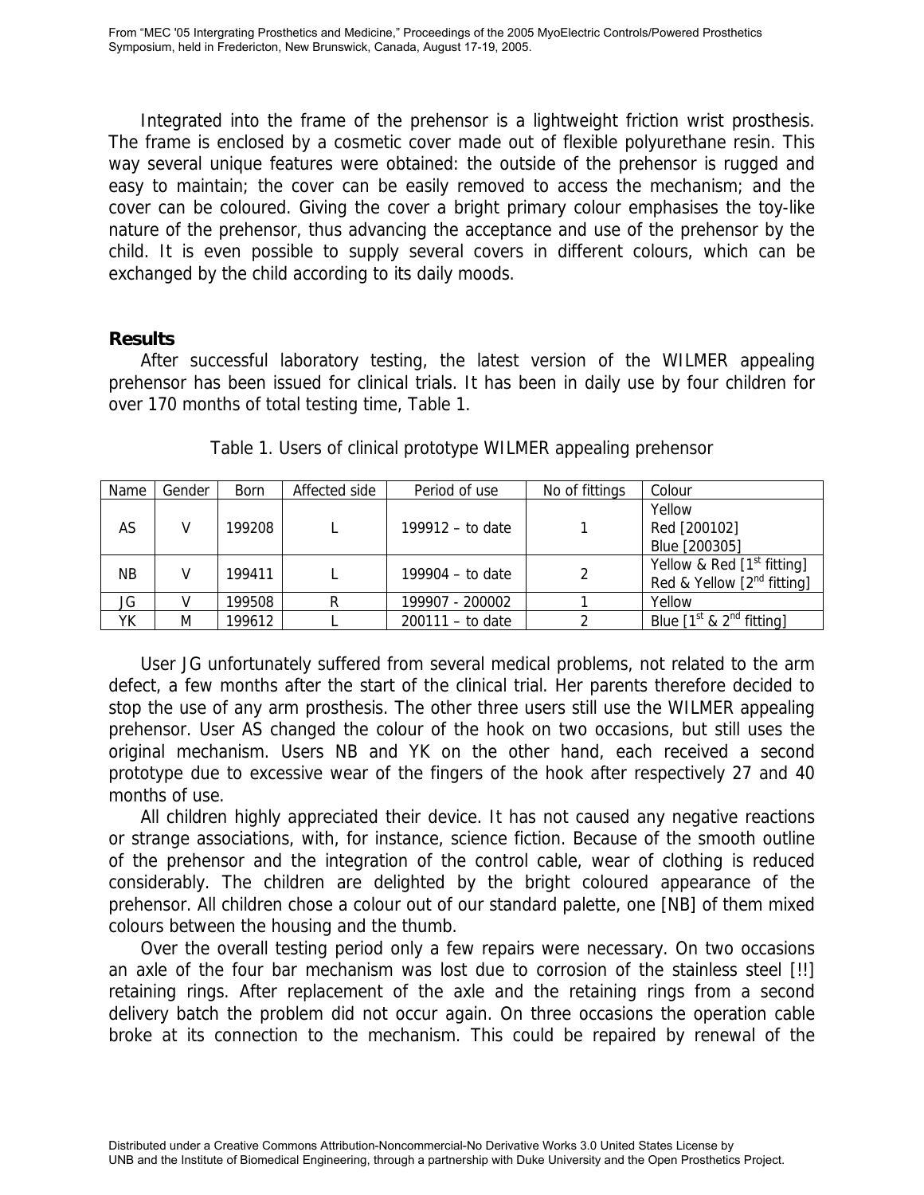Integrated into the frame of the prehensor is a lightweight friction wrist prosthesis. The frame is enclosed by a cosmetic cover made out of flexible polyurethane resin. This way several unique features were obtained: the outside of the prehensor is rugged and easy to maintain; the cover can be easily removed to access the mechanism; and the cover can be coloured. Giving the cover a bright primary colour emphasises the toy-like nature of the prehensor, thus advancing the acceptance and use of the prehensor by the child. It is even possible to supply several covers in different colours, which can be exchanged by the child according to its daily moods.

## Results

After successful laboratory testing, the latest version of the WILMER appealing prehensor has been issued for clinical trials. It has been in daily use by four children for over 170 months of total testing time, Table 1.

Table 1. Users of clinical prototype WILMER appealing prehensor

| Name | Gender | Born | Affected side | Period of use | No of fittings | Colour |
|---|---|---|---|---|---|---|
| AS | V | 199208 | L | 199912 – to date | 1 | Yellow<br>Red [200102]<br>Blue [200305] |
| NB | V | 199411 | L | 199904 – to date | 2 | Yellow & Red [1st fitting]<br>Red & Yellow [2nd fitting] |
| JG | V | 199508 | R | 199907 - 200002 | 1 | Yellow |
| YK | M | 199612 | L | 200111 – to date | 2 | Blue [1st & 2nd fitting] |

User JG unfortunately suffered from several medical problems, not related to the arm defect, a few months after the start of the clinical trial. Her parents therefore decided to stop the use of any arm prosthesis. The other three users still use the WILMER appealing prehensor. User AS changed the colour of the hook on two occasions, but still uses the original mechanism. Users NB and YK on the other hand, each received a second prototype due to excessive wear of the fingers of the hook after respectively 27 and 40 months of use.

All children highly appreciated their device. It has not caused any negative reactions or strange associations, with, for instance, science fiction. Because of the smooth outline of the prehensor and the integration of the control cable, wear of clothing is reduced considerably. The children are delighted by the bright coloured appearance of the prehensor. All children chose a colour out of our standard palette, one [NB] of them mixed colours between the housing and the thumb.

Over the overall testing period only a few repairs were necessary. On two occasions an axle of the four bar mechanism was lost due to corrosion of the stainless steel [!!] retaining rings. After replacement of the axle and the retaining rings from a second delivery batch the problem did not occur again. On three occasions the operation cable broke at its connection to the mechanism. This could be repaired by renewal of the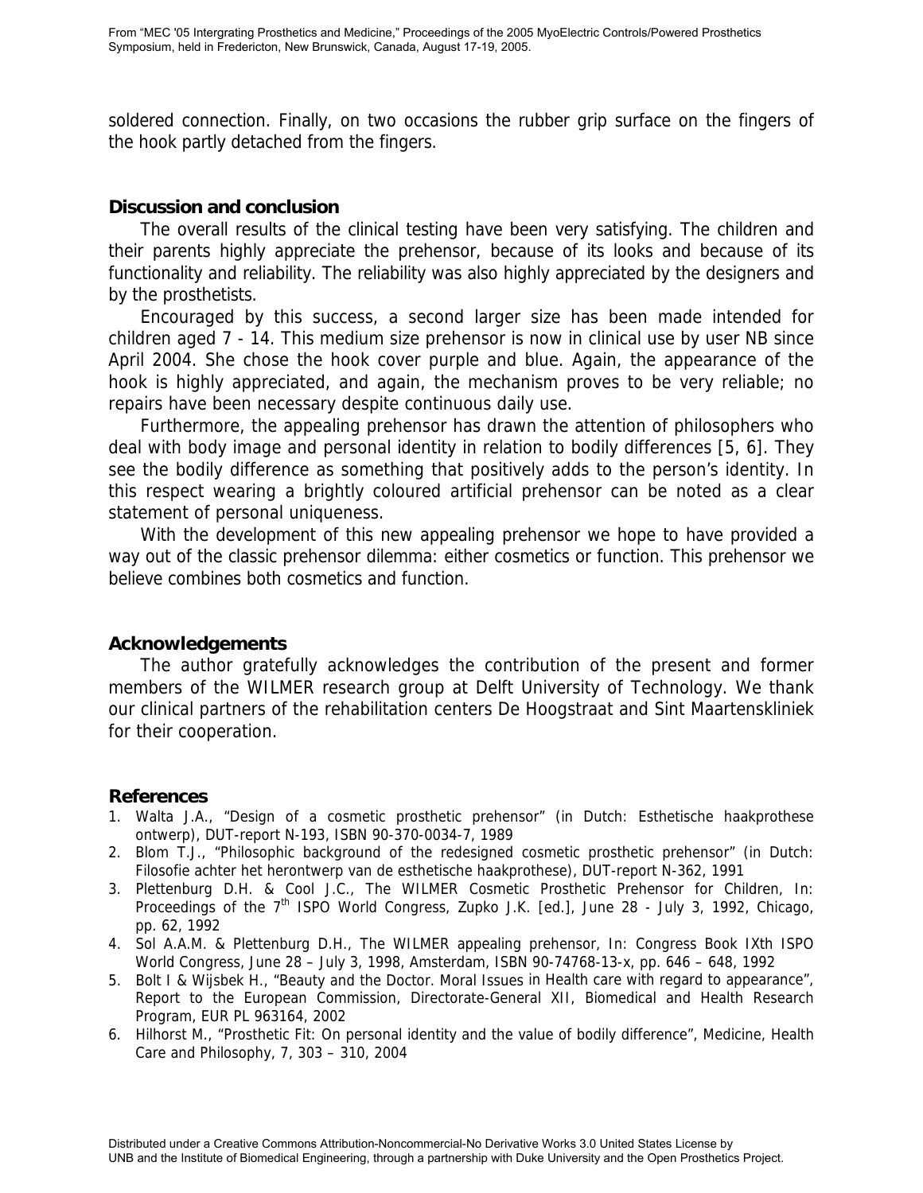soldered connection. Finally, on two occasions the rubber grip surface on the fingers of the hook partly detached from the fingers.

## Discussion and conclusion

The overall results of the clinical testing have been very satisfying. The children and their parents highly appreciate the prehensor, because of its looks and because of its functionality and reliability. The reliability was also highly appreciated by the designers and by the prosthetists.

Encouraged by this success, a second larger size has been made intended for children aged 7 - 14. This medium size prehensor is now in clinical use by user NB since April 2004. She chose the hook cover purple and blue. Again, the appearance of the hook is highly appreciated, and again, the mechanism proves to be very reliable; no repairs have been necessary despite continuous daily use.

Furthermore, the appealing prehensor has drawn the attention of philosophers who deal with body image and personal identity in relation to bodily differences [5, 6]. They see the bodily difference as something that positively adds to the person's identity. In this respect wearing a brightly coloured artificial prehensor can be noted as a clear statement of personal uniqueness.

With the development of this new appealing prehensor we hope to have provided a way out of the classic prehensor dilemma: either cosmetics or function. This prehensor we believe combines both cosmetics and function.

## Acknowledgements

The author gratefully acknowledges the contribution of the present and former members of the WILMER research group at Delft University of Technology. We thank our clinical partners of the rehabilitation centers De Hoogstraat and Sint Maartenskliniek for their cooperation.

## References

1. Walta J.A., "Design of a cosmetic prosthetic prehensor" (in Dutch: Esthetische haakprothese ontwerp), DUT-report N-193, ISBN 90-370-0034-7, 1989
2. Blom T.J., "Philosophic background of the redesigned cosmetic prosthetic prehensor" (in Dutch: Filosofie achter het herontwerp van de esthetische haakprothese), DUT-report N-362, 1991
3. Plettenburg D.H. & Cool J.C., The WILMER Cosmetic Prosthetic Prehensor for Children, In: Proceedings of the 7th ISPO World Congress, Zupko J.K. [ed.], June 28 - July 3, 1992, Chicago, pp. 62, 1992
4. Sol A.A.M. & Plettenburg D.H., The WILMER appealing prehensor, In: Congress Book IXth ISPO World Congress, June 28 – July 3, 1998, Amsterdam, ISBN 90-74768-13-x, pp. 646 – 648, 1992
5. Bolt I & Wijsbek H., "Beauty and the Doctor. Moral Issues in Health care with regard to appearance", Report to the European Commission, Directorate-General XII, Biomedical and Health Research Program, EUR PL 963164, 2002
6. Hilhorst M., "Prosthetic Fit: On personal identity and the value of bodily difference", Medicine, Health Care and Philosophy, 7, 303 – 310, 2004